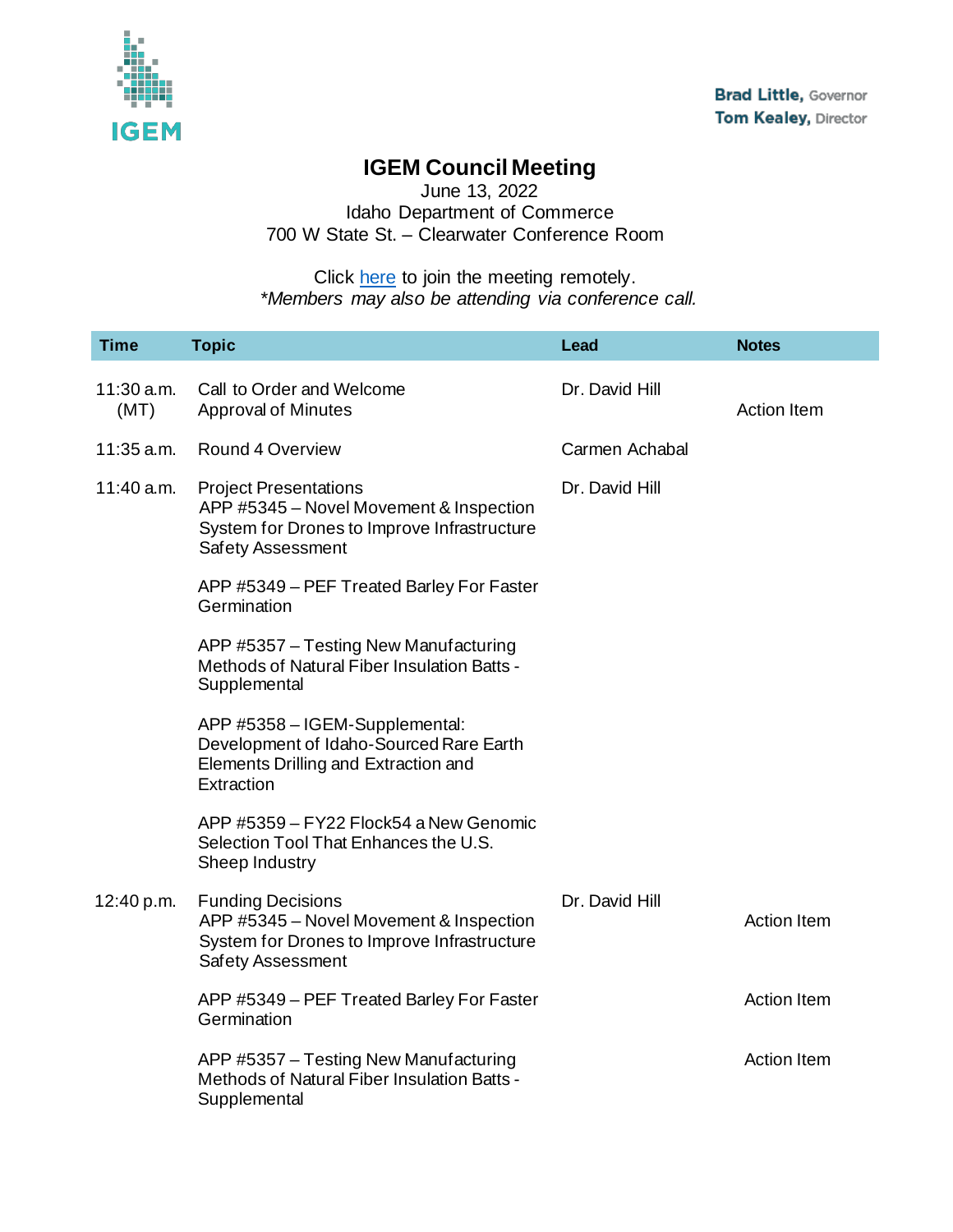IGEM

**Brad Little,** Governor
**Tom Kealey,** Director

# IGEM Council Meeting

June 13, 2022
Idaho Department of Commerce
700 W State St. – Clearwater Conference Room

Click here to join the meeting remotely.
*\*Members may also be attending via conference call.*

| Time | Topic | Lead | Notes |
| --- | --- | --- | --- |
| 11:30 a.m. (MT) | Call to Order and Welcome<br>Approval of Minutes | Dr. David Hill | Action Item |
| 11:35 a.m. | Round 4 Overview | Carmen Achabal | |
| 11:40 a.m. | Project Presentations<br>APP #5345 – Novel Movement & Inspection System for Drones to Improve Infrastructure Safety Assessment | Dr. David Hill | |
| | APP #5349 – PEF Treated Barley For Faster Germination | | |
| | APP #5357 – Testing New Manufacturing Methods of Natural Fiber Insulation Batts - Supplemental | | |
| | APP #5358 – IGEM-Supplemental: Development of Idaho-Sourced Rare Earth Elements Drilling and Extraction and Extraction | | |
| | APP #5359 – FY22 Flock54 a New Genomic Selection Tool That Enhances the U.S. Sheep Industry | | |
| 12:40 p.m. | Funding Decisions<br>APP #5345 – Novel Movement & Inspection System for Drones to Improve Infrastructure Safety Assessment | Dr. David Hill | Action Item |
| | APP #5349 – PEF Treated Barley For Faster Germination | | Action Item |
| | APP #5357 – Testing New Manufacturing Methods of Natural Fiber Insulation Batts - Supplemental | | Action Item |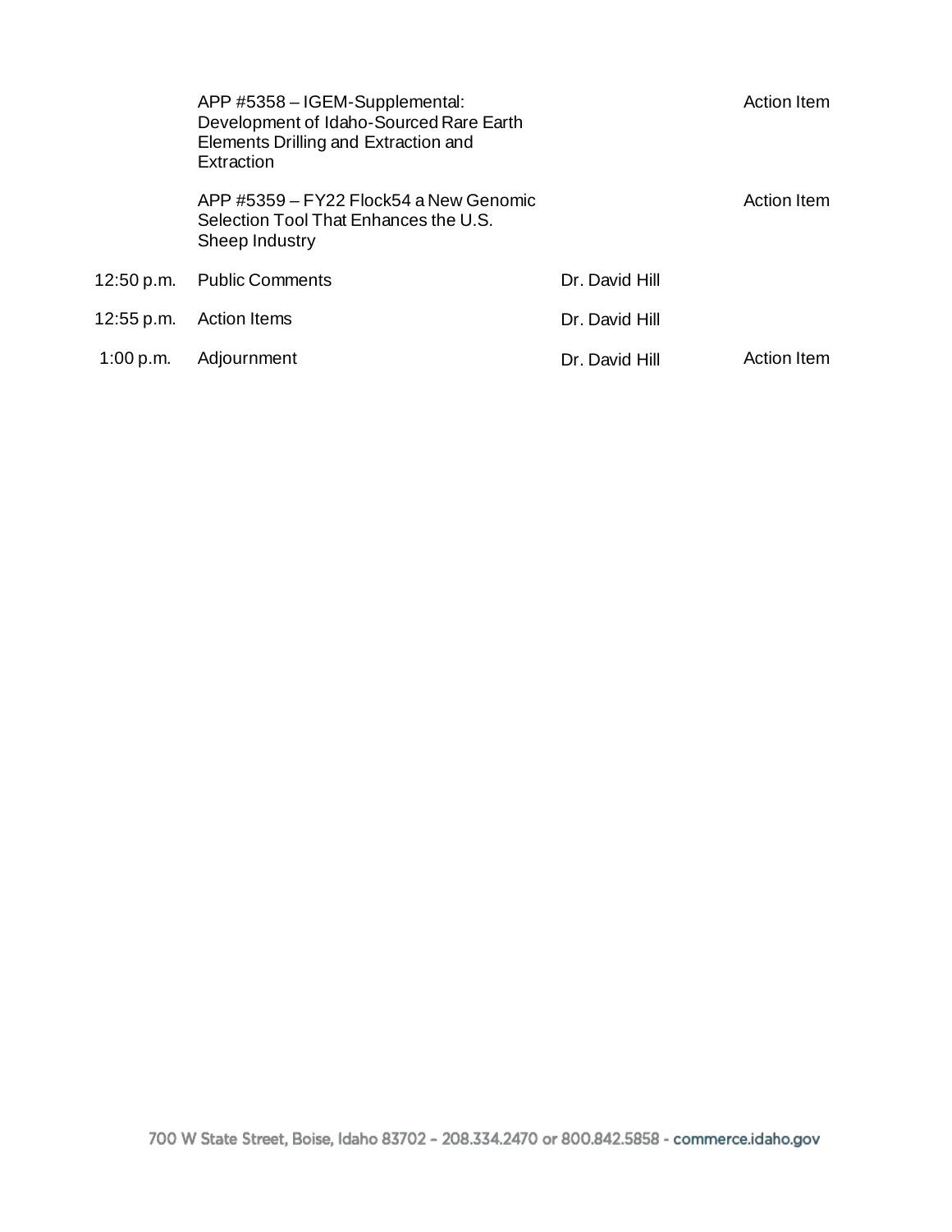| | | | |
|---|---|---|---|
| | APP #5358 – IGEM-Supplemental: Development of Idaho-Sourced Rare Earth Elements Drilling and Extraction and Extraction | | Action Item |
| | APP #5359 – FY22 Flock54 a New Genomic Selection Tool That Enhances the U.S. Sheep Industry | | Action Item |
| 12:50 p.m. | Public Comments | Dr. David Hill | |
| 12:55 p.m. | Action Items | Dr. David Hill | |
| 1:00 p.m. | Adjournment | Dr. David Hill | Action Item |

700 W State Street, Boise, Idaho 83702 - 208.334.2470 or 800.842.5858 - commerce.idaho.gov